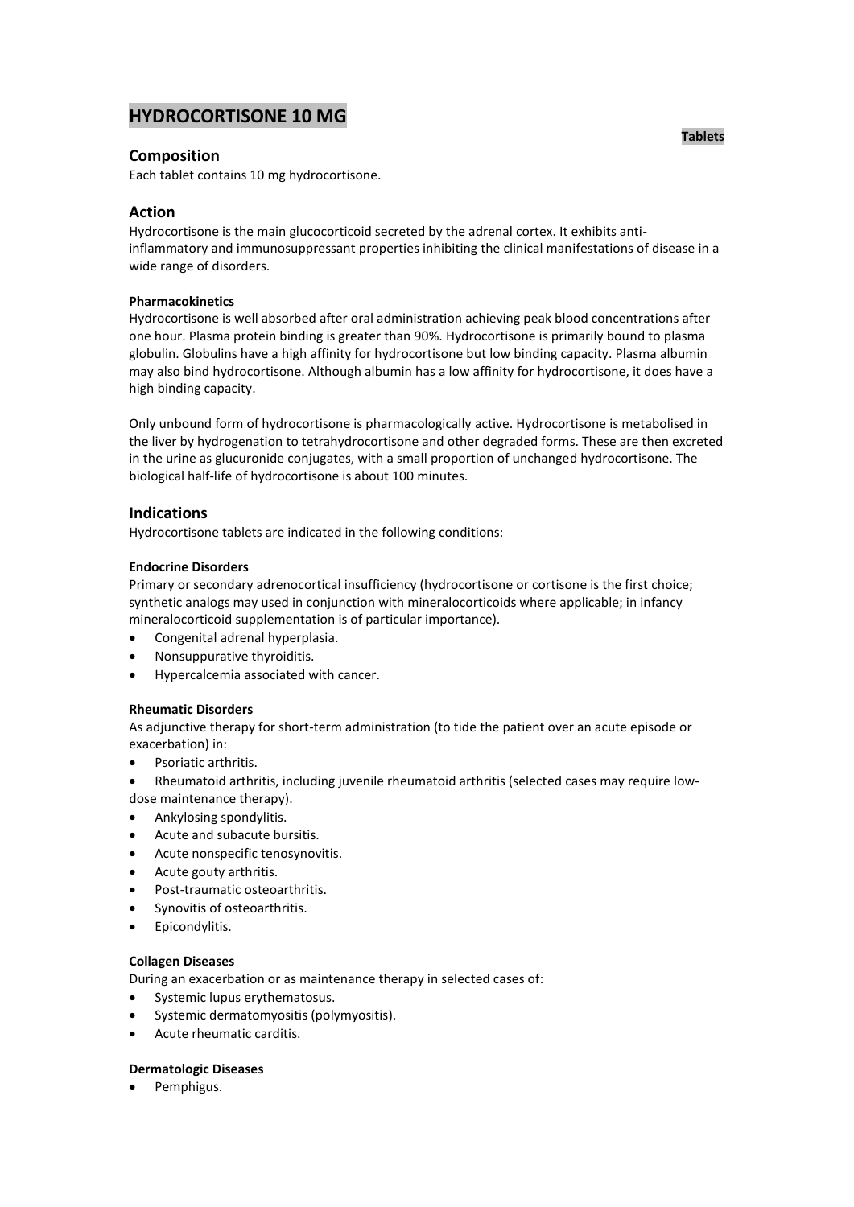# HYDROCORTISONE 10 MG

**Tablets**

## Composition

Each tablet contains 10 mg hydrocortisone.

## Action

Hydrocortisone is the main glucocorticoid secreted by the adrenal cortex. It exhibits anti-inflammatory and immunosuppressant properties inhibiting the clinical manifestations of disease in a wide range of disorders.

**Pharmacokinetics**

Hydrocortisone is well absorbed after oral administration achieving peak blood concentrations after one hour. Plasma protein binding is greater than 90%. Hydrocortisone is primarily bound to plasma globulin. Globulins have a high affinity for hydrocortisone but low binding capacity. Plasma albumin may also bind hydrocortisone. Although albumin has a low affinity for hydrocortisone, it does have a high binding capacity.

Only unbound form of hydrocortisone is pharmacologically active. Hydrocortisone is metabolised in the liver by hydrogenation to tetrahydrocortisone and other degraded forms. These are then excreted in the urine as glucuronide conjugates, with a small proportion of unchanged hydrocortisone. The biological half-life of hydrocortisone is about 100 minutes.

## Indications

Hydrocortisone tablets are indicated in the following conditions:

**Endocrine Disorders**

Primary or secondary adrenocortical insufficiency (hydrocortisone or cortisone is the first choice; synthetic analogs may used in conjunction with mineralocorticoids where applicable; in infancy mineralocorticoid supplementation is of particular importance).

- Congenital adrenal hyperplasia.
- Nonsuppurative thyroiditis.
- Hypercalcemia associated with cancer.

**Rheumatic Disorders**

As adjunctive therapy for short-term administration (to tide the patient over an acute episode or exacerbation) in:

- Psoriatic arthritis.
- Rheumatoid arthritis, including juvenile rheumatoid arthritis (selected cases may require low-dose maintenance therapy).
- Ankylosing spondylitis.
- Acute and subacute bursitis.
- Acute nonspecific tenosynovitis.
- Acute gouty arthritis.
- Post-traumatic osteoarthritis.
- Synovitis of osteoarthritis.
- Epicondylitis.

**Collagen Diseases**

During an exacerbation or as maintenance therapy in selected cases of:

- Systemic lupus erythematosus.
- Systemic dermatomyositis (polymyositis).
- Acute rheumatic carditis.

**Dermatologic Diseases**

- Pemphigus.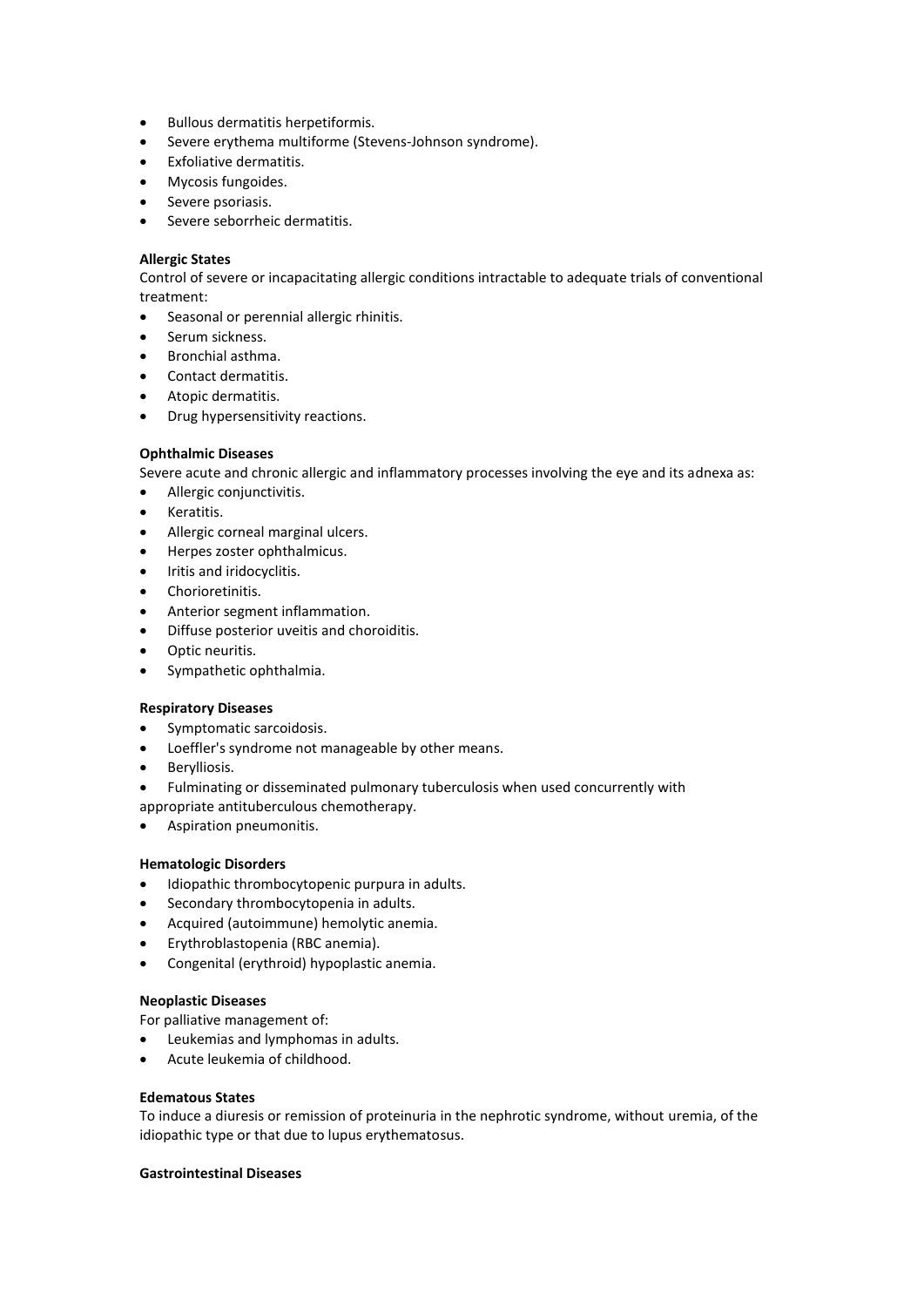- Bullous dermatitis herpetiformis.
- Severe erythema multiforme (Stevens-Johnson syndrome).
- Exfoliative dermatitis.
- Mycosis fungoides.
- Severe psoriasis.
- Severe seborrheic dermatitis.

**Allergic States**

Control of severe or incapacitating allergic conditions intractable to adequate trials of conventional treatment:

- Seasonal or perennial allergic rhinitis.
- Serum sickness.
- Bronchial asthma.
- Contact dermatitis.
- Atopic dermatitis.
- Drug hypersensitivity reactions.

**Ophthalmic Diseases**

Severe acute and chronic allergic and inflammatory processes involving the eye and its adnexa as:

- Allergic conjunctivitis.
- Keratitis.
- Allergic corneal marginal ulcers.
- Herpes zoster ophthalmicus.
- Iritis and iridocyclitis.
- Chorioretinitis.
- Anterior segment inflammation.
- Diffuse posterior uveitis and choroiditis.
- Optic neuritis.
- Sympathetic ophthalmia.

**Respiratory Diseases**

- Symptomatic sarcoidosis.
- Loeffler's syndrome not manageable by other means.
- Berylliosis.
- Fulminating or disseminated pulmonary tuberculosis when used concurrently with appropriate antituberculous chemotherapy.
- Aspiration pneumonitis.

**Hematologic Disorders**

- Idiopathic thrombocytopenic purpura in adults.
- Secondary thrombocytopenia in adults.
- Acquired (autoimmune) hemolytic anemia.
- Erythroblastopenia (RBC anemia).
- Congenital (erythroid) hypoplastic anemia.

**Neoplastic Diseases**

For palliative management of:

- Leukemias and lymphomas in adults.
- Acute leukemia of childhood.

**Edematous States**

To induce a diuresis or remission of proteinuria in the nephrotic syndrome, without uremia, of the idiopathic type or that due to lupus erythematosus.

**Gastrointestinal Diseases**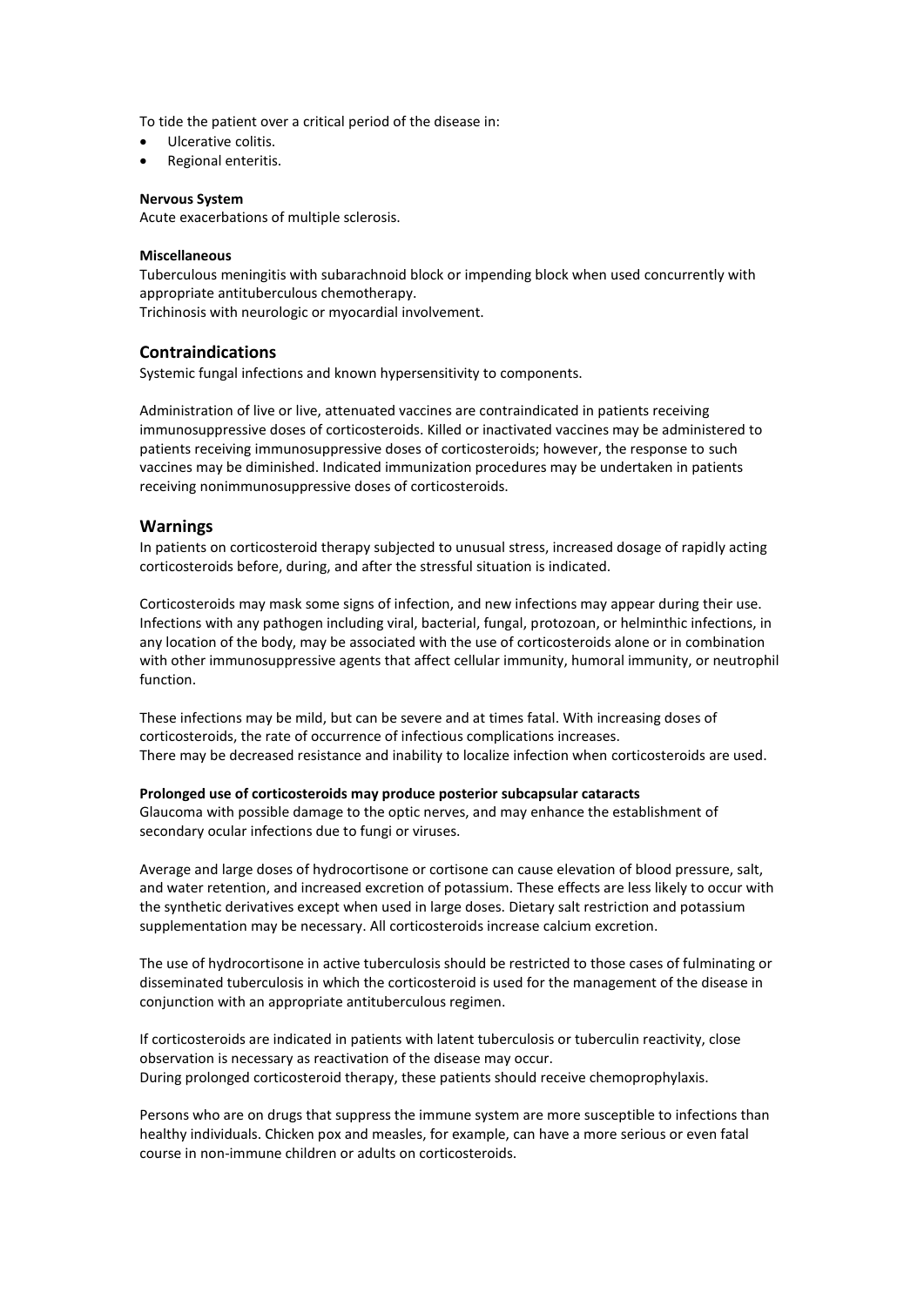To tide the patient over a critical period of the disease in:

- Ulcerative colitis.
- Regional enteritis.

**Nervous System**

Acute exacerbations of multiple sclerosis.

**Miscellaneous**

Tuberculous meningitis with subarachnoid block or impending block when used concurrently with appropriate antituberculous chemotherapy.
Trichinosis with neurologic or myocardial involvement.

## Contraindications

Systemic fungal infections and known hypersensitivity to components.

Administration of live or live, attenuated vaccines are contraindicated in patients receiving immunosuppressive doses of corticosteroids. Killed or inactivated vaccines may be administered to patients receiving immunosuppressive doses of corticosteroids; however, the response to such vaccines may be diminished. Indicated immunization procedures may be undertaken in patients receiving nonimmunosuppressive doses of corticosteroids.

## Warnings

In patients on corticosteroid therapy subjected to unusual stress, increased dosage of rapidly acting corticosteroids before, during, and after the stressful situation is indicated.

Corticosteroids may mask some signs of infection, and new infections may appear during their use. Infections with any pathogen including viral, bacterial, fungal, protozoan, or helminthic infections, in any location of the body, may be associated with the use of corticosteroids alone or in combination with other immunosuppressive agents that affect cellular immunity, humoral immunity, or neutrophil function.

These infections may be mild, but can be severe and at times fatal. With increasing doses of corticosteroids, the rate of occurrence of infectious complications increases.
There may be decreased resistance and inability to localize infection when corticosteroids are used.

**Prolonged use of corticosteroids may produce posterior subcapsular cataracts**

Glaucoma with possible damage to the optic nerves, and may enhance the establishment of secondary ocular infections due to fungi or viruses.

Average and large doses of hydrocortisone or cortisone can cause elevation of blood pressure, salt, and water retention, and increased excretion of potassium. These effects are less likely to occur with the synthetic derivatives except when used in large doses. Dietary salt restriction and potassium supplementation may be necessary. All corticosteroids increase calcium excretion.

The use of hydrocortisone in active tuberculosis should be restricted to those cases of fulminating or disseminated tuberculosis in which the corticosteroid is used for the management of the disease in conjunction with an appropriate antituberculous regimen.

If corticosteroids are indicated in patients with latent tuberculosis or tuberculin reactivity, close observation is necessary as reactivation of the disease may occur.
During prolonged corticosteroid therapy, these patients should receive chemoprophylaxis.

Persons who are on drugs that suppress the immune system are more susceptible to infections than healthy individuals. Chicken pox and measles, for example, can have a more serious or even fatal course in non-immune children or adults on corticosteroids.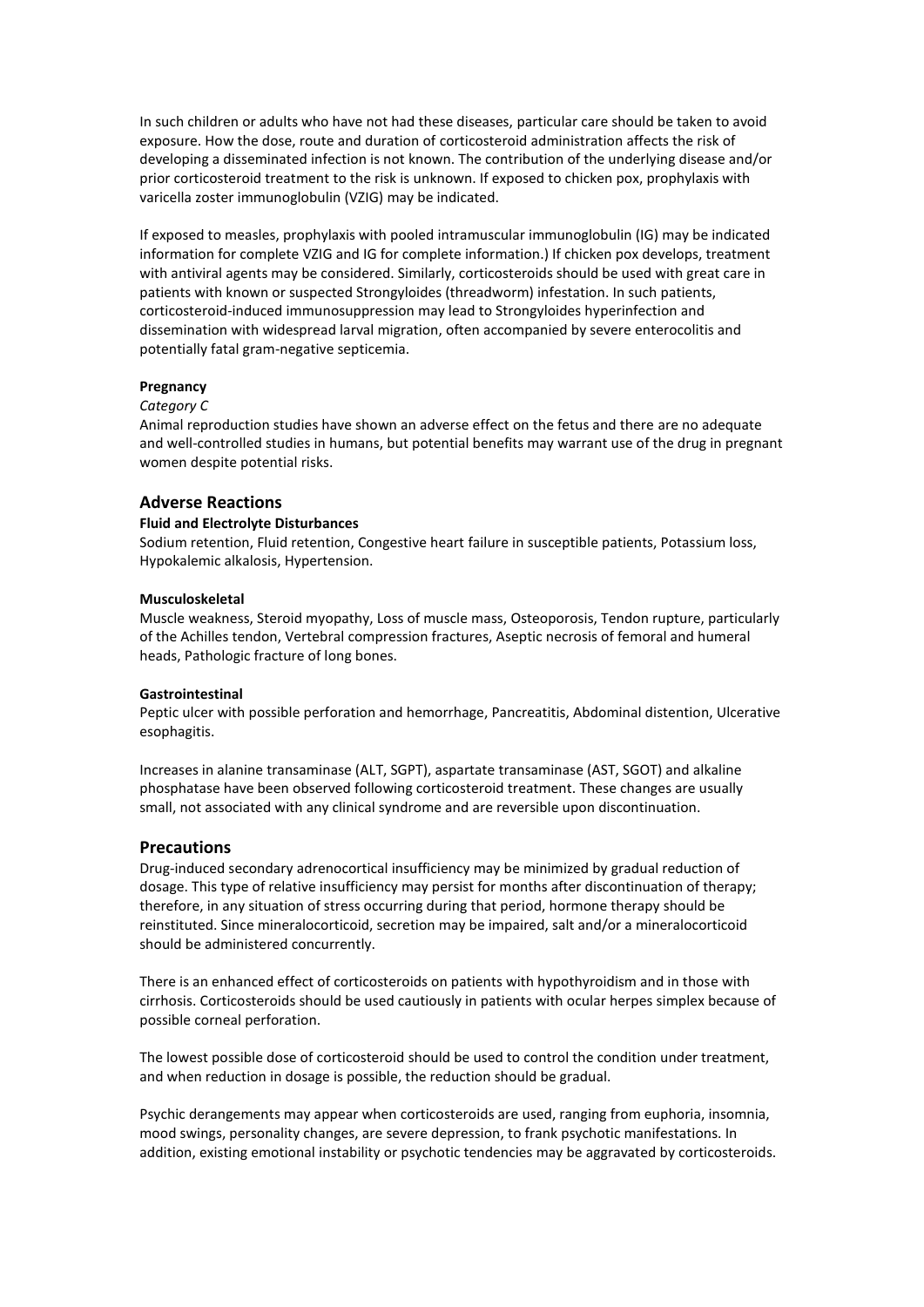In such children or adults who have not had these diseases, particular care should be taken to avoid exposure. How the dose, route and duration of corticosteroid administration affects the risk of developing a disseminated infection is not known. The contribution of the underlying disease and/or prior corticosteroid treatment to the risk is unknown. If exposed to chicken pox, prophylaxis with varicella zoster immunoglobulin (VZIG) may be indicated.

If exposed to measles, prophylaxis with pooled intramuscular immunoglobulin (IG) may be indicated information for complete VZIG and IG for complete information.) If chicken pox develops, treatment with antiviral agents may be considered. Similarly, corticosteroids should be used with great care in patients with known or suspected Strongyloides (threadworm) infestation. In such patients, corticosteroid-induced immunosuppression may lead to Strongyloides hyperinfection and dissemination with widespread larval migration, often accompanied by severe enterocolitis and potentially fatal gram-negative septicemia.

**Pregnancy**

*Category C*

Animal reproduction studies have shown an adverse effect on the fetus and there are no adequate and well-controlled studies in humans, but potential benefits may warrant use of the drug in pregnant women despite potential risks.

## Adverse Reactions

**Fluid and Electrolyte Disturbances**

Sodium retention, Fluid retention, Congestive heart failure in susceptible patients, Potassium loss, Hypokalemic alkalosis, Hypertension.

**Musculoskeletal**

Muscle weakness, Steroid myopathy, Loss of muscle mass, Osteoporosis, Tendon rupture, particularly of the Achilles tendon, Vertebral compression fractures, Aseptic necrosis of femoral and humeral heads, Pathologic fracture of long bones.

**Gastrointestinal**

Peptic ulcer with possible perforation and hemorrhage, Pancreatitis, Abdominal distention, Ulcerative esophagitis.

Increases in alanine transaminase (ALT, SGPT), aspartate transaminase (AST, SGOT) and alkaline phosphatase have been observed following corticosteroid treatment. These changes are usually small, not associated with any clinical syndrome and are reversible upon discontinuation.

## Precautions

Drug-induced secondary adrenocortical insufficiency may be minimized by gradual reduction of dosage. This type of relative insufficiency may persist for months after discontinuation of therapy; therefore, in any situation of stress occurring during that period, hormone therapy should be reinstituted. Since mineralocorticoid, secretion may be impaired, salt and/or a mineralocorticoid should be administered concurrently.

There is an enhanced effect of corticosteroids on patients with hypothyroidism and in those with cirrhosis. Corticosteroids should be used cautiously in patients with ocular herpes simplex because of possible corneal perforation.

The lowest possible dose of corticosteroid should be used to control the condition under treatment, and when reduction in dosage is possible, the reduction should be gradual.

Psychic derangements may appear when corticosteroids are used, ranging from euphoria, insomnia, mood swings, personality changes, are severe depression, to frank psychotic manifestations. In addition, existing emotional instability or psychotic tendencies may be aggravated by corticosteroids.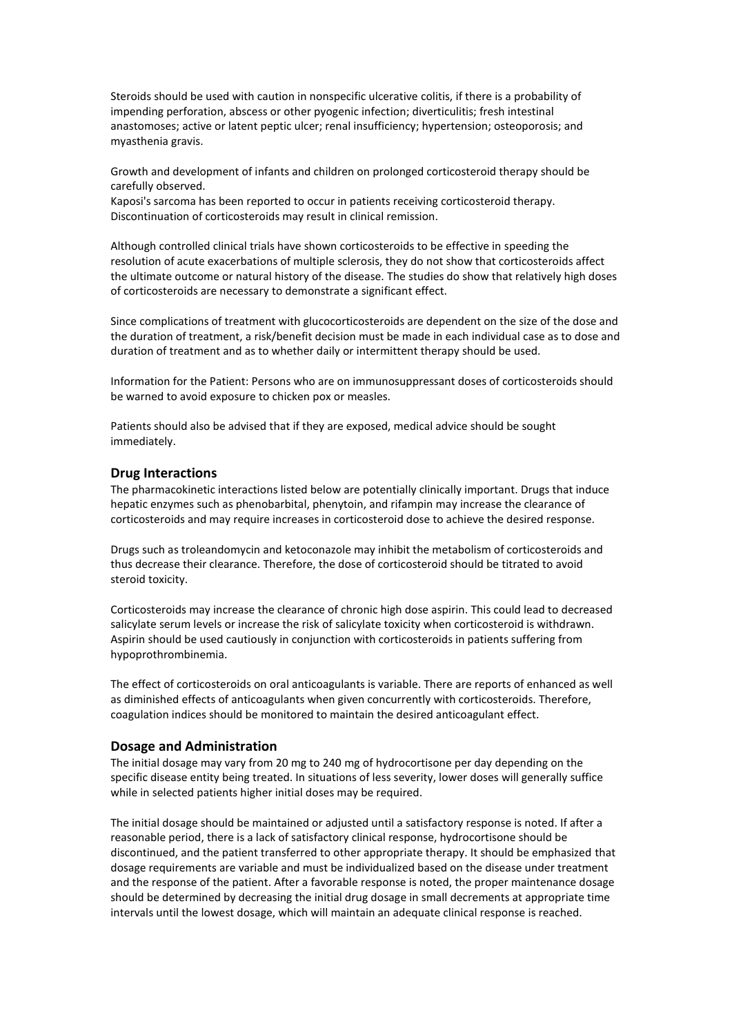Steroids should be used with caution in nonspecific ulcerative colitis, if there is a probability of impending perforation, abscess or other pyogenic infection; diverticulitis; fresh intestinal anastomoses; active or latent peptic ulcer; renal insufficiency; hypertension; osteoporosis; and myasthenia gravis.

Growth and development of infants and children on prolonged corticosteroid therapy should be carefully observed.
Kaposi's sarcoma has been reported to occur in patients receiving corticosteroid therapy. Discontinuation of corticosteroids may result in clinical remission.

Although controlled clinical trials have shown corticosteroids to be effective in speeding the resolution of acute exacerbations of multiple sclerosis, they do not show that corticosteroids affect the ultimate outcome or natural history of the disease. The studies do show that relatively high doses of corticosteroids are necessary to demonstrate a significant effect.

Since complications of treatment with glucocorticosteroids are dependent on the size of the dose and the duration of treatment, a risk/benefit decision must be made in each individual case as to dose and duration of treatment and as to whether daily or intermittent therapy should be used.

Information for the Patient: Persons who are on immunosuppressant doses of corticosteroids should be warned to avoid exposure to chicken pox or measles.

Patients should also be advised that if they are exposed, medical advice should be sought immediately.

## Drug Interactions

The pharmacokinetic interactions listed below are potentially clinically important. Drugs that induce hepatic enzymes such as phenobarbital, phenytoin, and rifampin may increase the clearance of corticosteroids and may require increases in corticosteroid dose to achieve the desired response.

Drugs such as troleandomycin and ketoconazole may inhibit the metabolism of corticosteroids and thus decrease their clearance. Therefore, the dose of corticosteroid should be titrated to avoid steroid toxicity.

Corticosteroids may increase the clearance of chronic high dose aspirin. This could lead to decreased salicylate serum levels or increase the risk of salicylate toxicity when corticosteroid is withdrawn. Aspirin should be used cautiously in conjunction with corticosteroids in patients suffering from hypoprothrombinemia.

The effect of corticosteroids on oral anticoagulants is variable. There are reports of enhanced as well as diminished effects of anticoagulants when given concurrently with corticosteroids. Therefore, coagulation indices should be monitored to maintain the desired anticoagulant effect.

## Dosage and Administration

The initial dosage may vary from 20 mg to 240 mg of hydrocortisone per day depending on the specific disease entity being treated. In situations of less severity, lower doses will generally suffice while in selected patients higher initial doses may be required.

The initial dosage should be maintained or adjusted until a satisfactory response is noted. If after a reasonable period, there is a lack of satisfactory clinical response, hydrocortisone should be discontinued, and the patient transferred to other appropriate therapy. It should be emphasized that dosage requirements are variable and must be individualized based on the disease under treatment and the response of the patient. After a favorable response is noted, the proper maintenance dosage should be determined by decreasing the initial drug dosage in small decrements at appropriate time intervals until the lowest dosage, which will maintain an adequate clinical response is reached.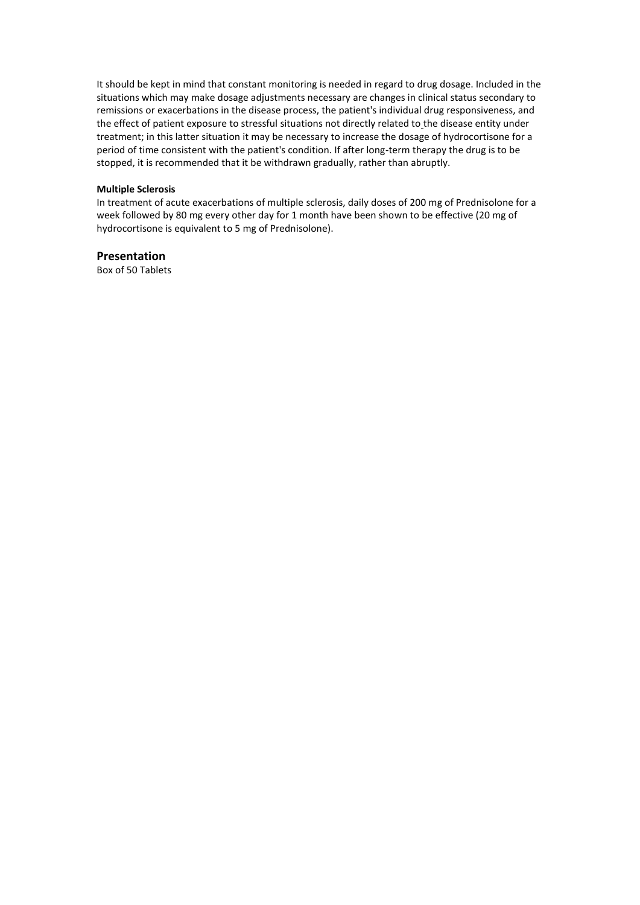It should be kept in mind that constant monitoring is needed in regard to drug dosage. Included in the situations which may make dosage adjustments necessary are changes in clinical status secondary to remissions or exacerbations in the disease process, the patient's individual drug responsiveness, and the effect of patient exposure to stressful situations not directly related to the disease entity under treatment; in this latter situation it may be necessary to increase the dosage of hydrocortisone for a period of time consistent with the patient's condition. If after long-term therapy the drug is to be stopped, it is recommended that it be withdrawn gradually, rather than abruptly.

**Multiple Sclerosis**

In treatment of acute exacerbations of multiple sclerosis, daily doses of 200 mg of Prednisolone for a week followed by 80 mg every other day for 1 month have been shown to be effective (20 mg of hydrocortisone is equivalent to 5 mg of Prednisolone).

## Presentation

Box of 50 Tablets